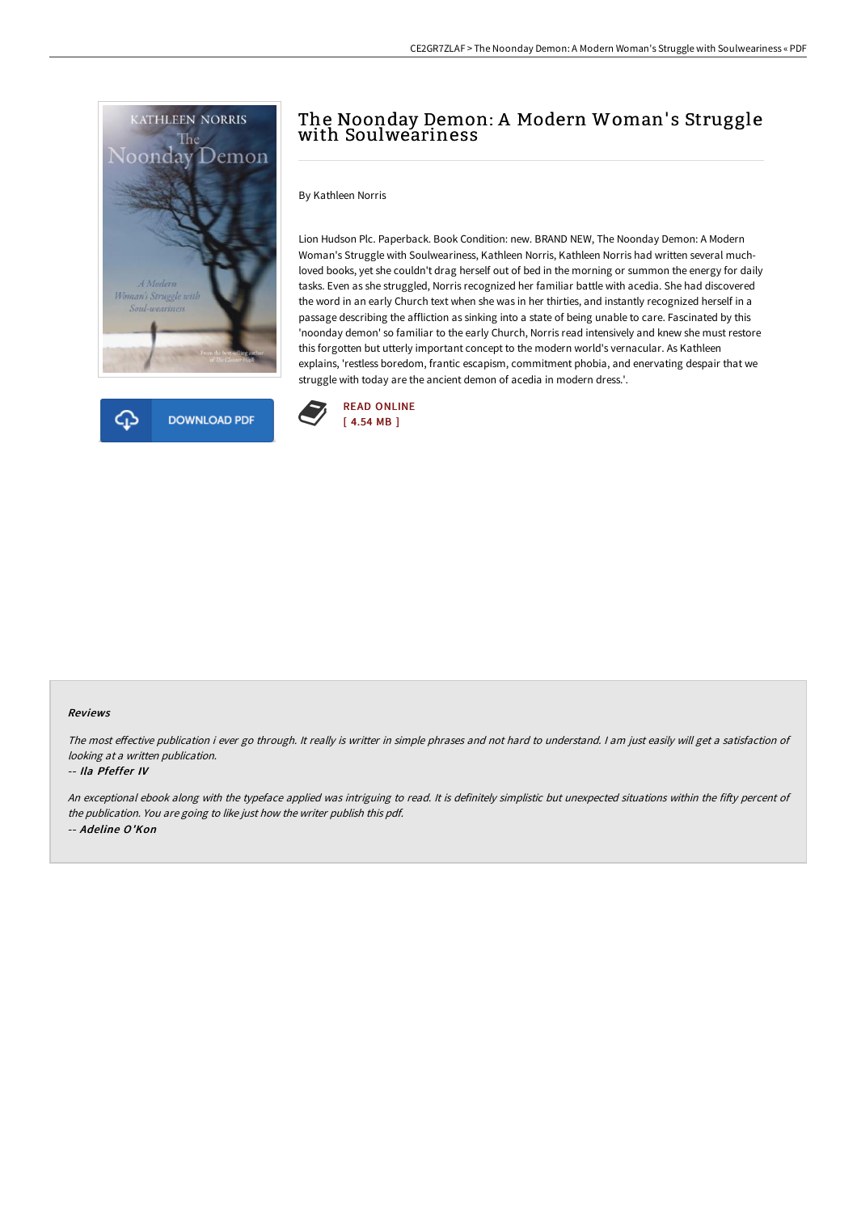# The Noonday Demon: A Modern Woman's Struggle with Soulweariness

By Kathleen Norris

Lion Hudson Plc. Paperback. Book Condition: new. BRAND NEW, The Noonday Demon: A Modern Woman's Struggle with Soulweariness, Kathleen Norris, Kathleen Norris had written several much-loved books, yet she couldn't drag herself out of bed in the morning or summon the energy for daily tasks. Even as she struggled, Norris recognized her familiar battle with acedia. She had discovered the word in an early Church text when she was in her thirties, and instantly recognized herself in a passage describing the affliction as sinking into a state of being unable to care. Fascinated by this 'noonday demon' so familiar to the early Church, Norris read intensively and knew she must restore this forgotten but utterly important concept to the modern world's vernacular. As Kathleen explains, 'restless boredom, frantic escapism, commitment phobia, and enervating despair that we struggle with today are the ancient demon of acedia in modern dress.'.

DOWNLOAD PDF

READ ONLINE
[ 4.54 MB ]

#### Reviews

*The most effective publication i ever go through. It really is writter in simple phrases and not hard to understand. I am just easily will get a satisfaction of looking at a written publication.*

*-- Ila Pfeffer IV*

*An exceptional ebook along with the typeface applied was intriguing to read. It is definitely simplistic but unexpected situations within the fifty percent of the publication. You are going to like just how the writer publish this pdf.*

*-- Adeline O'Kon*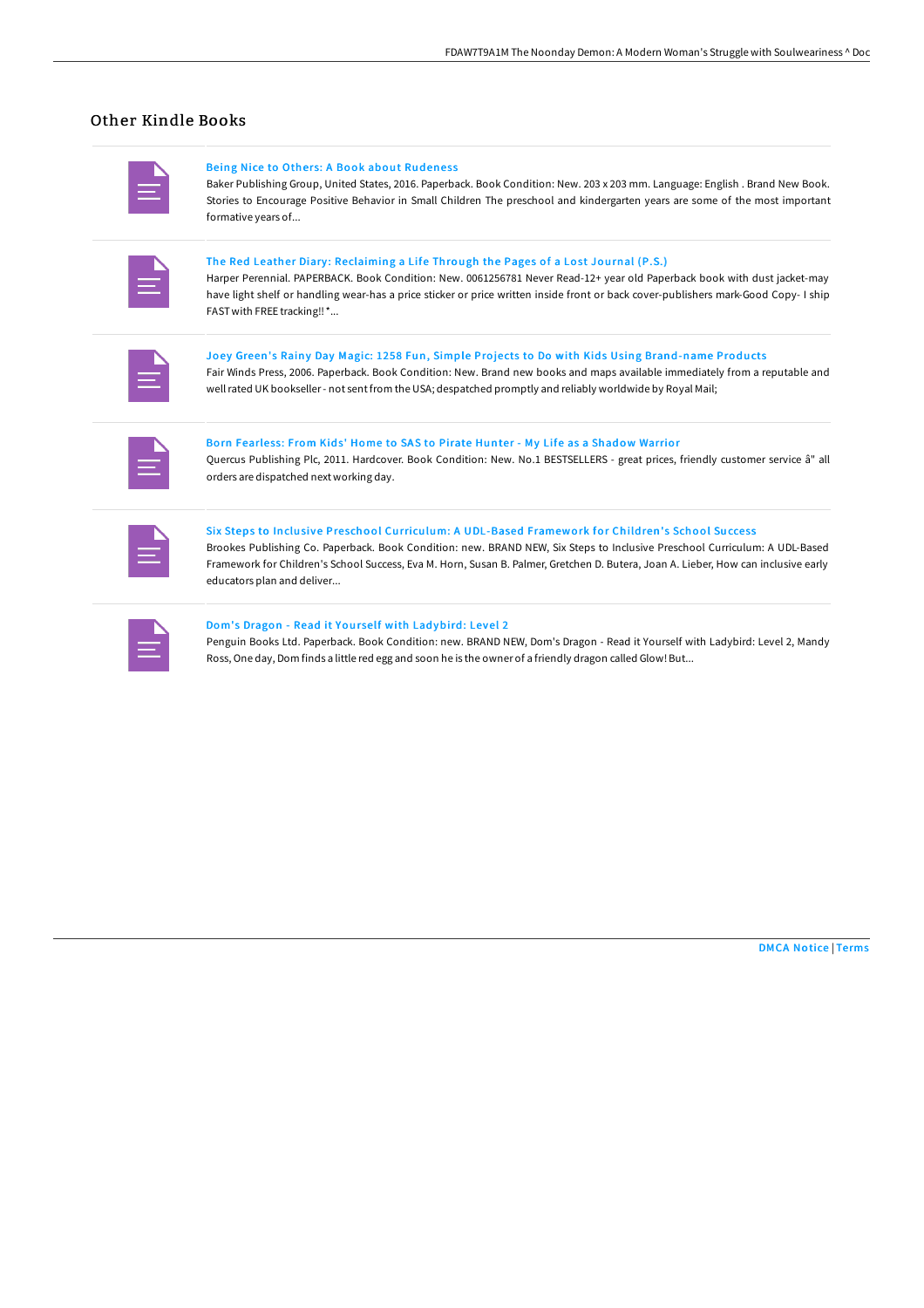## Other Kindle Books

### Being Nice to Others: A Book about Rudeness

Baker Publishing Group, United States, 2016. Paperback. Book Condition: New. 203 x 203 mm. Language: English . Brand New Book. Stories to Encourage Positive Behavior in Small Children The preschool and kindergarten years are some of the most important formative years of...

### The Red Leather Diary: Reclaiming a Life Through the Pages of a Lost Journal (P.S.)

Harper Perennial. PAPERBACK. Book Condition: New. 0061256781 Never Read-12+ year old Paperback book with dust jacket-may have light shelf or handling wear-has a price sticker or price written inside front or back cover-publishers mark-Good Copy- I ship FAST with FREE tracking!! *...

### Joey Green's Rainy Day Magic: 1258 Fun, Simple Projects to Do with Kids Using Brand-name Products

Fair Winds Press, 2006. Paperback. Book Condition: New. Brand new books and maps available immediately from a reputable and well rated UK bookseller - not sent from the USA; despatched promptly and reliably worldwide by Royal Mail;

### Born Fearless: From Kids' Home to SAS to Pirate Hunter - My Life as a Shadow Warrior

Quercus Publishing Plc, 2011. Hardcover. Book Condition: New. No.1 BESTSELLERS - great prices, friendly customer service â" all orders are dispatched next working day.

### Six Steps to Inclusive Preschool Curriculum: A UDL-Based Framework for Children's School Success

Brookes Publishing Co. Paperback. Book Condition: new. BRAND NEW, Six Steps to Inclusive Preschool Curriculum: A UDL-Based Framework for Children's School Success, Eva M. Horn, Susan B. Palmer, Gretchen D. Butera, Joan A. Lieber, How can inclusive early educators plan and deliver...

### Dom's Dragon - Read it Yourself with Ladybird: Level 2

Penguin Books Ltd. Paperback. Book Condition: new. BRAND NEW, Dom's Dragon - Read it Yourself with Ladybird: Level 2, Mandy Ross, One day, Dom finds a little red egg and soon he is the owner of a friendly dragon called Glow! But...